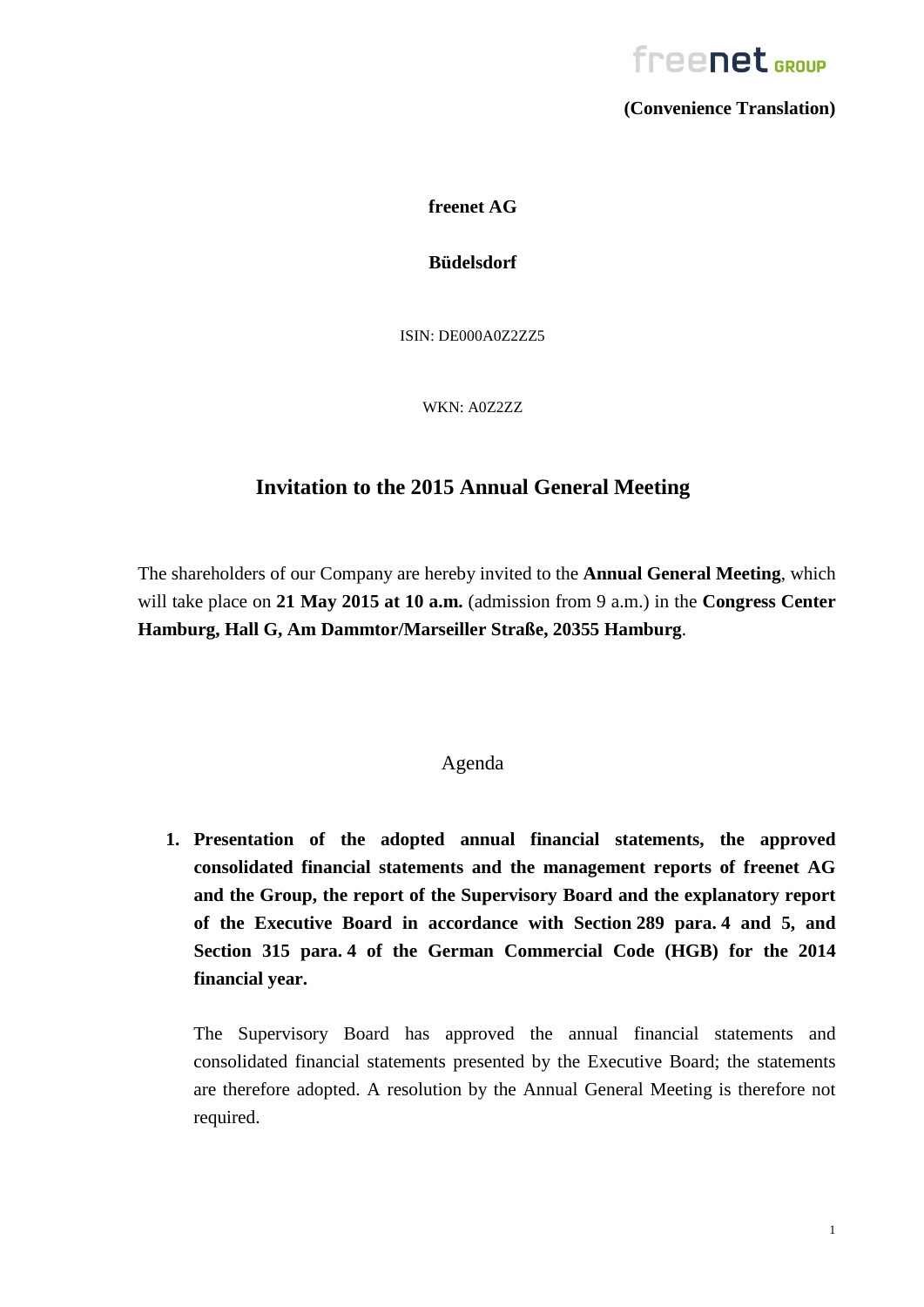**(Convenience Translation)**

**freenet AG**

**Büdelsdorf**

ISIN: DE000A0Z2ZZ5

WKN: A0Z2ZZ

# Invitation to the 2015 Annual General Meeting

The shareholders of our Company are hereby invited to the **Annual General Meeting**, which will take place on **21 May 2015 at 10 a.m.** (admission from 9 a.m.) in the **Congress Center Hamburg, Hall G, Am Dammtor/Marseiller Straße, 20355 Hamburg**.

## Agenda

1. **Presentation of the adopted annual financial statements, the approved consolidated financial statements and the management reports of freenet AG and the Group, the report of the Supervisory Board and the explanatory report of the Executive Board in accordance with Section 289 para. 4 and 5, and Section 315 para. 4 of the German Commercial Code (HGB) for the 2014 financial year.**

   The Supervisory Board has approved the annual financial statements and consolidated financial statements presented by the Executive Board; the statements are therefore adopted. A resolution by the Annual General Meeting is therefore not required.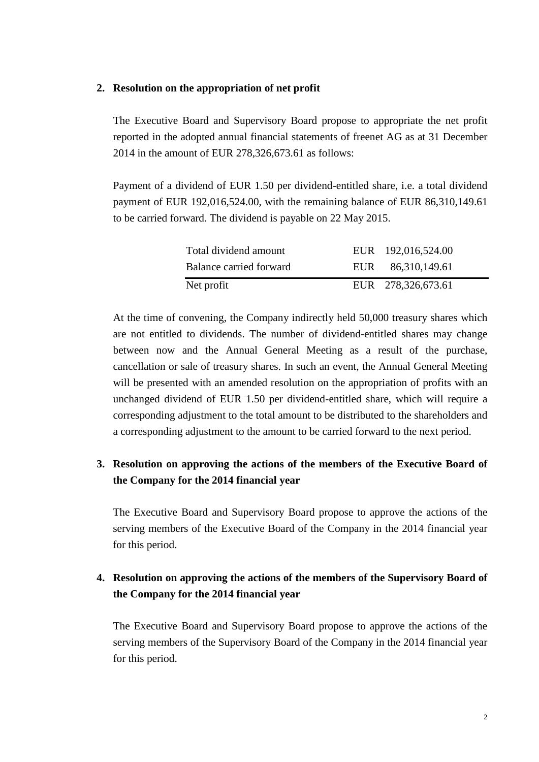## 2. Resolution on the appropriation of net profit

The Executive Board and Supervisory Board propose to appropriate the net profit reported in the adopted annual financial statements of freenet AG as at 31 December 2014 in the amount of EUR 278,326,673.61 as follows:

Payment of a dividend of EUR 1.50 per dividend-entitled share, i.e. a total dividend payment of EUR 192,016,524.00, with the remaining balance of EUR 86,310,149.61 to be carried forward. The dividend is payable on 22 May 2015.

| | | |
|---|---|---|
| Total dividend amount | EUR | 192,016,524.00 |
| Balance carried forward | EUR | 86,310,149.61 |
| Net profit | EUR | 278,326,673.61 |

At the time of convening, the Company indirectly held 50,000 treasury shares which are not entitled to dividends. The number of dividend-entitled shares may change between now and the Annual General Meeting as a result of the purchase, cancellation or sale of treasury shares. In such an event, the Annual General Meeting will be presented with an amended resolution on the appropriation of profits with an unchanged dividend of EUR 1.50 per dividend-entitled share, which will require a corresponding adjustment to the total amount to be distributed to the shareholders and a corresponding adjustment to the amount to be carried forward to the next period.

## 3. Resolution on approving the actions of the members of the Executive Board of the Company for the 2014 financial year

The Executive Board and Supervisory Board propose to approve the actions of the serving members of the Executive Board of the Company in the 2014 financial year for this period.

## 4. Resolution on approving the actions of the members of the Supervisory Board of the Company for the 2014 financial year

The Executive Board and Supervisory Board propose to approve the actions of the serving members of the Supervisory Board of the Company in the 2014 financial year for this period.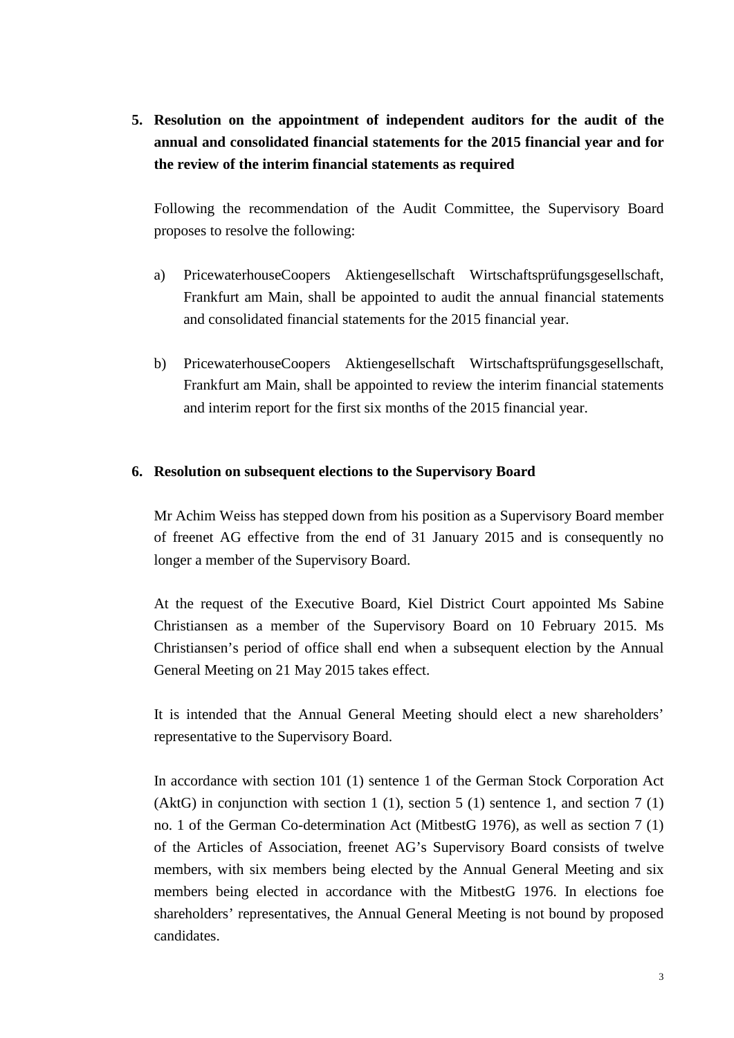**5. Resolution on the appointment of independent auditors for the audit of the annual and consolidated financial statements for the 2015 financial year and for the review of the interim financial statements as required**

Following the recommendation of the Audit Committee, the Supervisory Board proposes to resolve the following:

a) PricewaterhouseCoopers Aktiengesellschaft Wirtschaftsprüfungsgesellschaft, Frankfurt am Main, shall be appointed to audit the annual financial statements and consolidated financial statements for the 2015 financial year.

b) PricewaterhouseCoopers Aktiengesellschaft Wirtschaftsprüfungsgesellschaft, Frankfurt am Main, shall be appointed to review the interim financial statements and interim report for the first six months of the 2015 financial year.

**6. Resolution on subsequent elections to the Supervisory Board**

Mr Achim Weiss has stepped down from his position as a Supervisory Board member of freenet AG effective from the end of 31 January 2015 and is consequently no longer a member of the Supervisory Board.

At the request of the Executive Board, Kiel District Court appointed Ms Sabine Christiansen as a member of the Supervisory Board on 10 February 2015. Ms Christiansen's period of office shall end when a subsequent election by the Annual General Meeting on 21 May 2015 takes effect.

It is intended that the Annual General Meeting should elect a new shareholders' representative to the Supervisory Board.

In accordance with section 101 (1) sentence 1 of the German Stock Corporation Act (AktG) in conjunction with section 1 (1), section 5 (1) sentence 1, and section 7 (1) no. 1 of the German Co-determination Act (MitbestG 1976), as well as section 7 (1) of the Articles of Association, freenet AG's Supervisory Board consists of twelve members, with six members being elected by the Annual General Meeting and six members being elected in accordance with the MitbestG 1976. In elections foe shareholders' representatives, the Annual General Meeting is not bound by proposed candidates.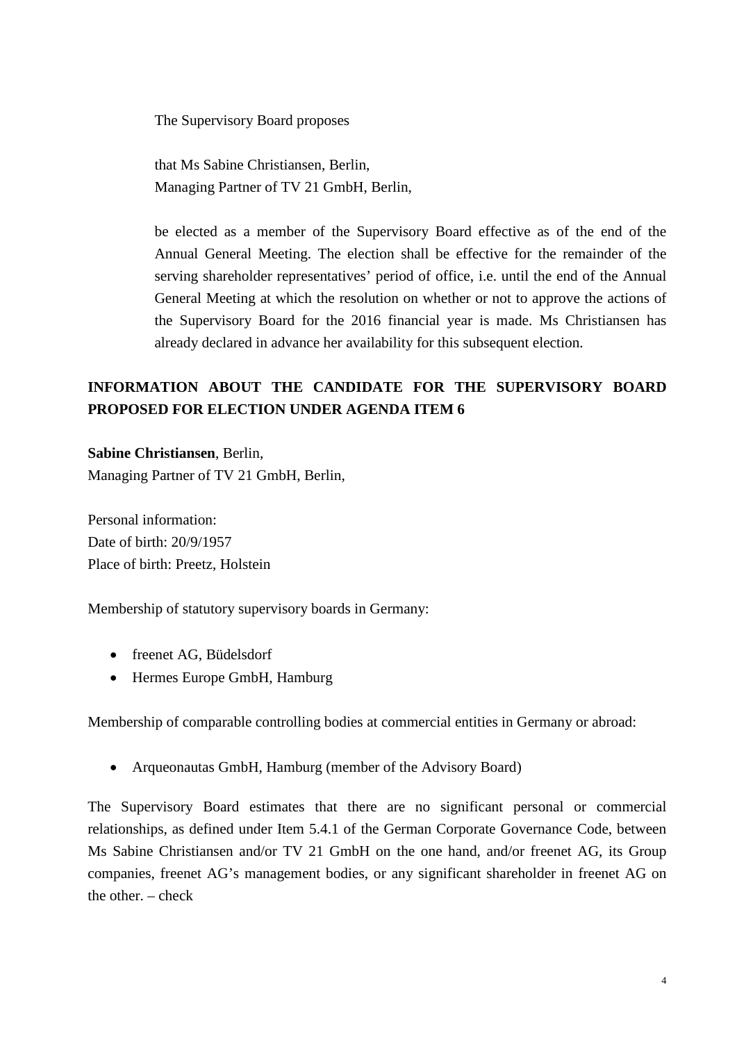The Supervisory Board proposes

that Ms Sabine Christiansen, Berlin,
Managing Partner of TV 21 GmbH, Berlin,

be elected as a member of the Supervisory Board effective as of the end of the Annual General Meeting. The election shall be effective for the remainder of the serving shareholder representatives' period of office, i.e. until the end of the Annual General Meeting at which the resolution on whether or not to approve the actions of the Supervisory Board for the 2016 financial year is made. Ms Christiansen has already declared in advance her availability for this subsequent election.

**INFORMATION ABOUT THE CANDIDATE FOR THE SUPERVISORY BOARD PROPOSED FOR ELECTION UNDER AGENDA ITEM 6**

**Sabine Christiansen**, Berlin,
Managing Partner of TV 21 GmbH, Berlin,

Personal information:
Date of birth: 20/9/1957
Place of birth: Preetz, Holstein

Membership of statutory supervisory boards in Germany:

- freenet AG, Büdelsdorf
- Hermes Europe GmbH, Hamburg

Membership of comparable controlling bodies at commercial entities in Germany or abroad:

- Arqueonautas GmbH, Hamburg (member of the Advisory Board)

The Supervisory Board estimates that there are no significant personal or commercial relationships, as defined under Item 5.4.1 of the German Corporate Governance Code, between Ms Sabine Christiansen and/or TV 21 GmbH on the one hand, and/or freenet AG, its Group companies, freenet AG's management bodies, or any significant shareholder in freenet AG on the other. – check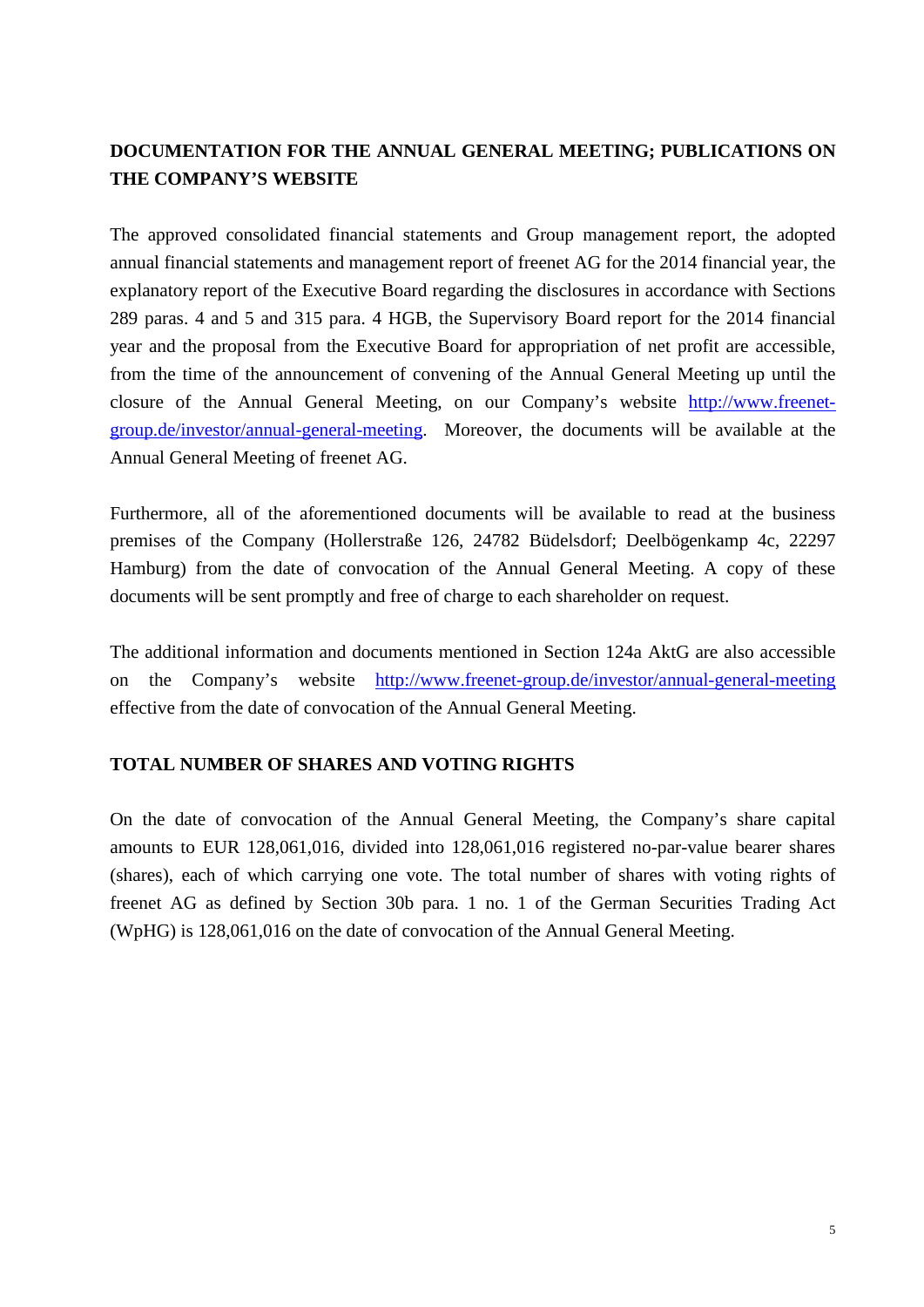## DOCUMENTATION FOR THE ANNUAL GENERAL MEETING; PUBLICATIONS ON THE COMPANY'S WEBSITE

The approved consolidated financial statements and Group management report, the adopted annual financial statements and management report of freenet AG for the 2014 financial year, the explanatory report of the Executive Board regarding the disclosures in accordance with Sections 289 paras. 4 and 5 and 315 para. 4 HGB, the Supervisory Board report for the 2014 financial year and the proposal from the Executive Board for appropriation of net profit are accessible, from the time of the announcement of convening of the Annual General Meeting up until the closure of the Annual General Meeting, on our Company's website http://www.freenet-group.de/investor/annual-general-meeting. Moreover, the documents will be available at the Annual General Meeting of freenet AG.

Furthermore, all of the aforementioned documents will be available to read at the business premises of the Company (Hollerstraße 126, 24782 Büdelsdorf; Deelbögenkamp 4c, 22297 Hamburg) from the date of convocation of the Annual General Meeting. A copy of these documents will be sent promptly and free of charge to each shareholder on request.

The additional information and documents mentioned in Section 124a AktG are also accessible on the Company's website http://www.freenet-group.de/investor/annual-general-meeting effective from the date of convocation of the Annual General Meeting.

## TOTAL NUMBER OF SHARES AND VOTING RIGHTS

On the date of convocation of the Annual General Meeting, the Company's share capital amounts to EUR 128,061,016, divided into 128,061,016 registered no-par-value bearer shares (shares), each of which carrying one vote. The total number of shares with voting rights of freenet AG as defined by Section 30b para. 1 no. 1 of the German Securities Trading Act (WpHG) is 128,061,016 on the date of convocation of the Annual General Meeting.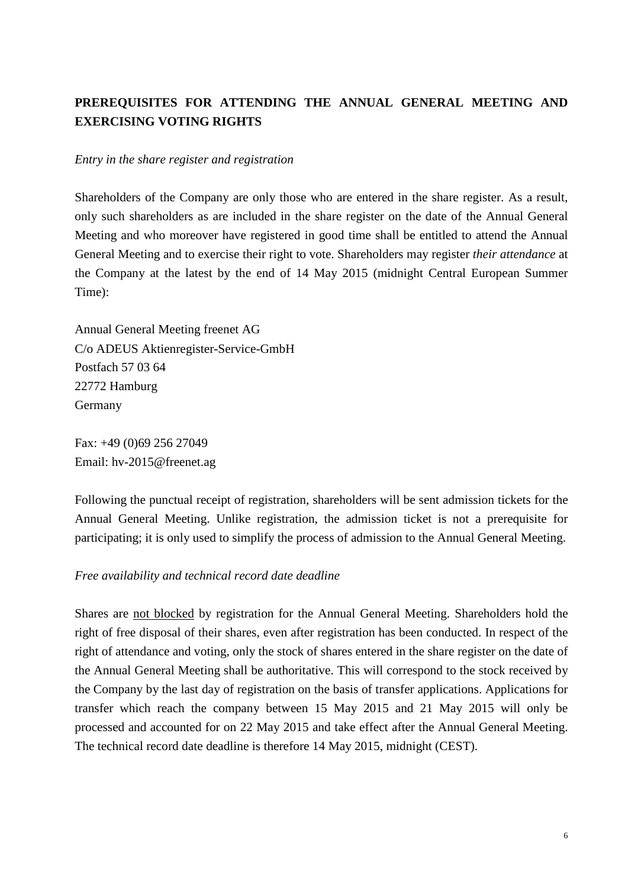## PREREQUISITES FOR ATTENDING THE ANNUAL GENERAL MEETING AND EXERCISING VOTING RIGHTS

*Entry in the share register and registration*

Shareholders of the Company are only those who are entered in the share register. As a result, only such shareholders as are included in the share register on the date of the Annual General Meeting and who moreover have registered in good time shall be entitled to attend the Annual General Meeting and to exercise their right to vote. Shareholders may register *their attendance* at the Company at the latest by the end of 14 May 2015 (midnight Central European Summer Time):

Annual General Meeting freenet AG
C/o ADEUS Aktienregister-Service-GmbH
Postfach 57 03 64
22772 Hamburg
Germany

Fax: +49 (0)69 256 27049
Email: hv-2015@freenet.ag

Following the punctual receipt of registration, shareholders will be sent admission tickets for the Annual General Meeting. Unlike registration, the admission ticket is not a prerequisite for participating; it is only used to simplify the process of admission to the Annual General Meeting.

*Free availability and technical record date deadline*

Shares are not blocked by registration for the Annual General Meeting. Shareholders hold the right of free disposal of their shares, even after registration has been conducted. In respect of the right of attendance and voting, only the stock of shares entered in the share register on the date of the Annual General Meeting shall be authoritative. This will correspond to the stock received by the Company by the last day of registration on the basis of transfer applications. Applications for transfer which reach the company between 15 May 2015 and 21 May 2015 will only be processed and accounted for on 22 May 2015 and take effect after the Annual General Meeting. The technical record date deadline is therefore 14 May 2015, midnight (CEST).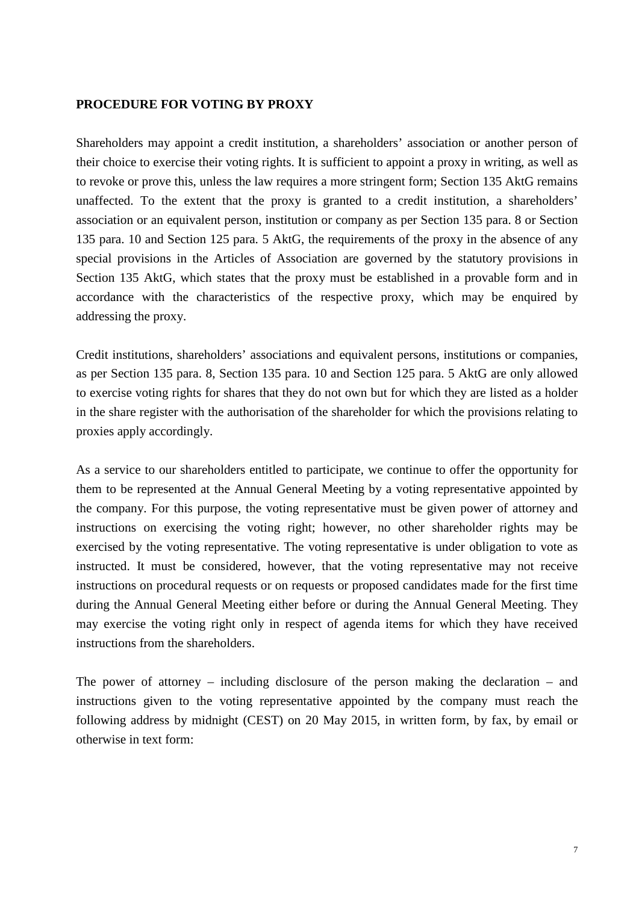**PROCEDURE FOR VOTING BY PROXY**

Shareholders may appoint a credit institution, a shareholders' association or another person of their choice to exercise their voting rights. It is sufficient to appoint a proxy in writing, as well as to revoke or prove this, unless the law requires a more stringent form; Section 135 AktG remains unaffected. To the extent that the proxy is granted to a credit institution, a shareholders' association or an equivalent person, institution or company as per Section 135 para. 8 or Section 135 para. 10 and Section 125 para. 5 AktG, the requirements of the proxy in the absence of any special provisions in the Articles of Association are governed by the statutory provisions in Section 135 AktG, which states that the proxy must be established in a provable form and in accordance with the characteristics of the respective proxy, which may be enquired by addressing the proxy.

Credit institutions, shareholders' associations and equivalent persons, institutions or companies, as per Section 135 para. 8, Section 135 para. 10 and Section 125 para. 5 AktG are only allowed to exercise voting rights for shares that they do not own but for which they are listed as a holder in the share register with the authorisation of the shareholder for which the provisions relating to proxies apply accordingly.

As a service to our shareholders entitled to participate, we continue to offer the opportunity for them to be represented at the Annual General Meeting by a voting representative appointed by the company. For this purpose, the voting representative must be given power of attorney and instructions on exercising the voting right; however, no other shareholder rights may be exercised by the voting representative. The voting representative is under obligation to vote as instructed. It must be considered, however, that the voting representative may not receive instructions on procedural requests or on requests or proposed candidates made for the first time during the Annual General Meeting either before or during the Annual General Meeting. They may exercise the voting right only in respect of agenda items for which they have received instructions from the shareholders.

The power of attorney – including disclosure of the person making the declaration – and instructions given to the voting representative appointed by the company must reach the following address by midnight (CEST) on 20 May 2015, in written form, by fax, by email or otherwise in text form: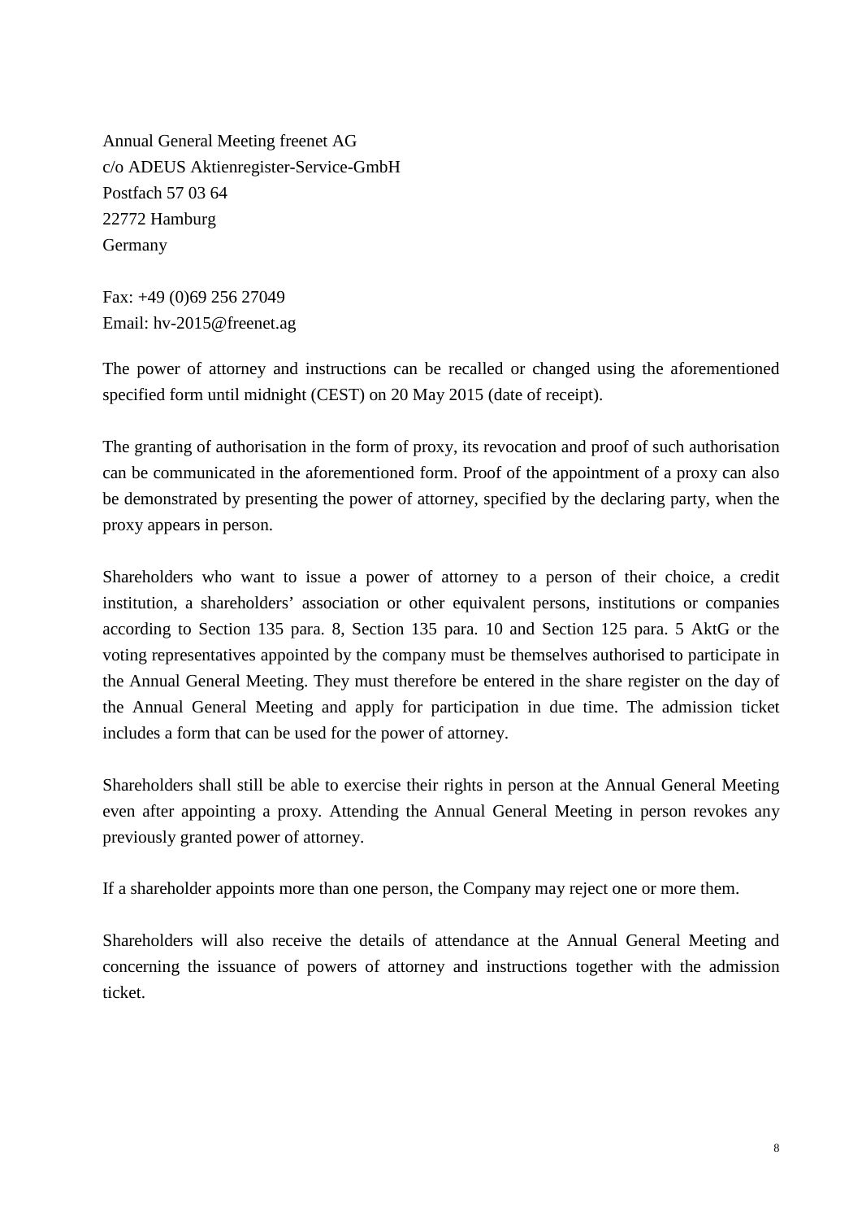Annual General Meeting freenet AG
c/o ADEUS Aktienregister-Service-GmbH
Postfach 57 03 64
22772 Hamburg
Germany

Fax: +49 (0)69 256 27049
Email: hv-2015@freenet.ag

The power of attorney and instructions can be recalled or changed using the aforementioned specified form until midnight (CEST) on 20 May 2015 (date of receipt).

The granting of authorisation in the form of proxy, its revocation and proof of such authorisation can be communicated in the aforementioned form. Proof of the appointment of a proxy can also be demonstrated by presenting the power of attorney, specified by the declaring party, when the proxy appears in person.

Shareholders who want to issue a power of attorney to a person of their choice, a credit institution, a shareholders' association or other equivalent persons, institutions or companies according to Section 135 para. 8, Section 135 para. 10 and Section 125 para. 5 AktG or the voting representatives appointed by the company must be themselves authorised to participate in the Annual General Meeting. They must therefore be entered in the share register on the day of the Annual General Meeting and apply for participation in due time. The admission ticket includes a form that can be used for the power of attorney.

Shareholders shall still be able to exercise their rights in person at the Annual General Meeting even after appointing a proxy. Attending the Annual General Meeting in person revokes any previously granted power of attorney.

If a shareholder appoints more than one person, the Company may reject one or more them.

Shareholders will also receive the details of attendance at the Annual General Meeting and concerning the issuance of powers of attorney and instructions together with the admission ticket.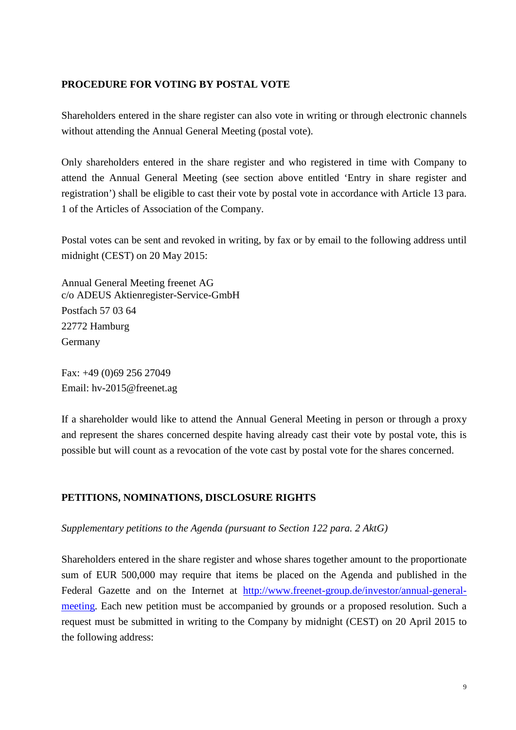## PROCEDURE FOR VOTING BY POSTAL VOTE

Shareholders entered in the share register can also vote in writing or through electronic channels without attending the Annual General Meeting (postal vote).

Only shareholders entered in the share register and who registered in time with Company to attend the Annual General Meeting (see section above entitled 'Entry in share register and registration') shall be eligible to cast their vote by postal vote in accordance with Article 13 para. 1 of the Articles of Association of the Company.

Postal votes can be sent and revoked in writing, by fax or by email to the following address until midnight (CEST) on 20 May 2015:

Annual General Meeting freenet AG
c/o ADEUS Aktienregister-Service-GmbH
Postfach 57 03 64
22772 Hamburg
Germany

Fax: +49 (0)69 256 27049
Email: hv-2015@freenet.ag

If a shareholder would like to attend the Annual General Meeting in person or through a proxy and represent the shares concerned despite having already cast their vote by postal vote, this is possible but will count as a revocation of the vote cast by postal vote for the shares concerned.

## PETITIONS, NOMINATIONS, DISCLOSURE RIGHTS

*Supplementary petitions to the Agenda (pursuant to Section 122 para. 2 AktG)*

Shareholders entered in the share register and whose shares together amount to the proportionate sum of EUR 500,000 may require that items be placed on the Agenda and published in the Federal Gazette and on the Internet at [http://www.freenet-group.de/investor/annual-general-meeting](http://www.freenet-group.de/investor/annual-general-meeting). Each new petition must be accompanied by grounds or a proposed resolution. Such a request must be submitted in writing to the Company by midnight (CEST) on 20 April 2015 to the following address: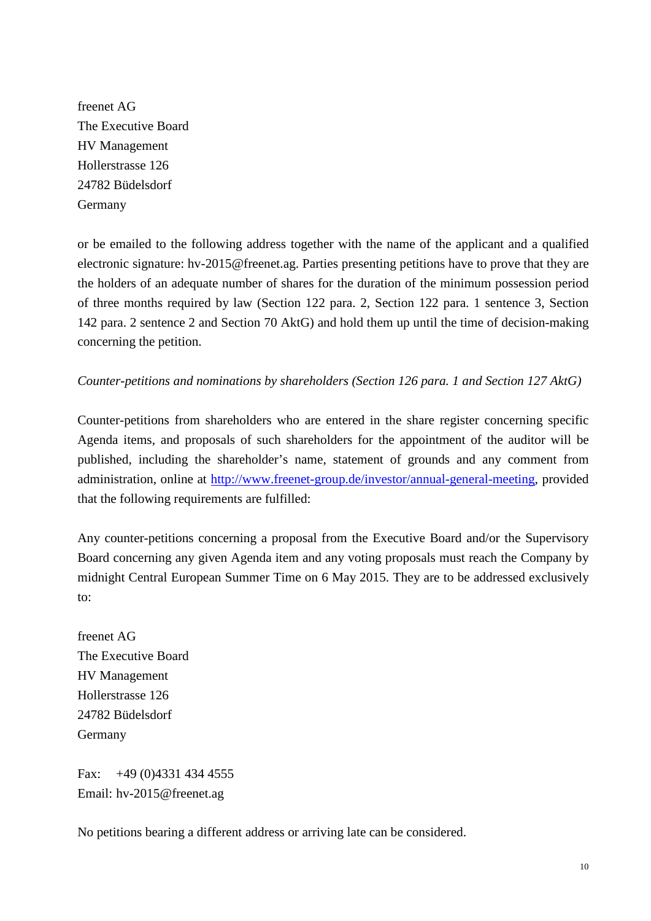freenet AG  
The Executive Board  
HV Management  
Hollerstrasse 126  
24782 Büdelsdorf  
Germany

or be emailed to the following address together with the name of the applicant and a qualified electronic signature: hv-2015@freenet.ag. Parties presenting petitions have to prove that they are the holders of an adequate number of shares for the duration of the minimum possession period of three months required by law (Section 122 para. 2, Section 122 para. 1 sentence 3, Section 142 para. 2 sentence 2 and Section 70 AktG) and hold them up until the time of decision-making concerning the petition.

*Counter-petitions and nominations by shareholders (Section 126 para. 1 and Section 127 AktG)*

Counter-petitions from shareholders who are entered in the share register concerning specific Agenda items, and proposals of such shareholders for the appointment of the auditor will be published, including the shareholder's name, statement of grounds and any comment from administration, online at http://www.freenet-group.de/investor/annual-general-meeting, provided that the following requirements are fulfilled:

Any counter-petitions concerning a proposal from the Executive Board and/or the Supervisory Board concerning any given Agenda item and any voting proposals must reach the Company by midnight Central European Summer Time on 6 May 2015. They are to be addressed exclusively to:

freenet AG  
The Executive Board  
HV Management  
Hollerstrasse 126  
24782 Büdelsdorf  
Germany

Fax: +49 (0)4331 434 4555  
Email: hv-2015@freenet.ag

No petitions bearing a different address or arriving late can be considered.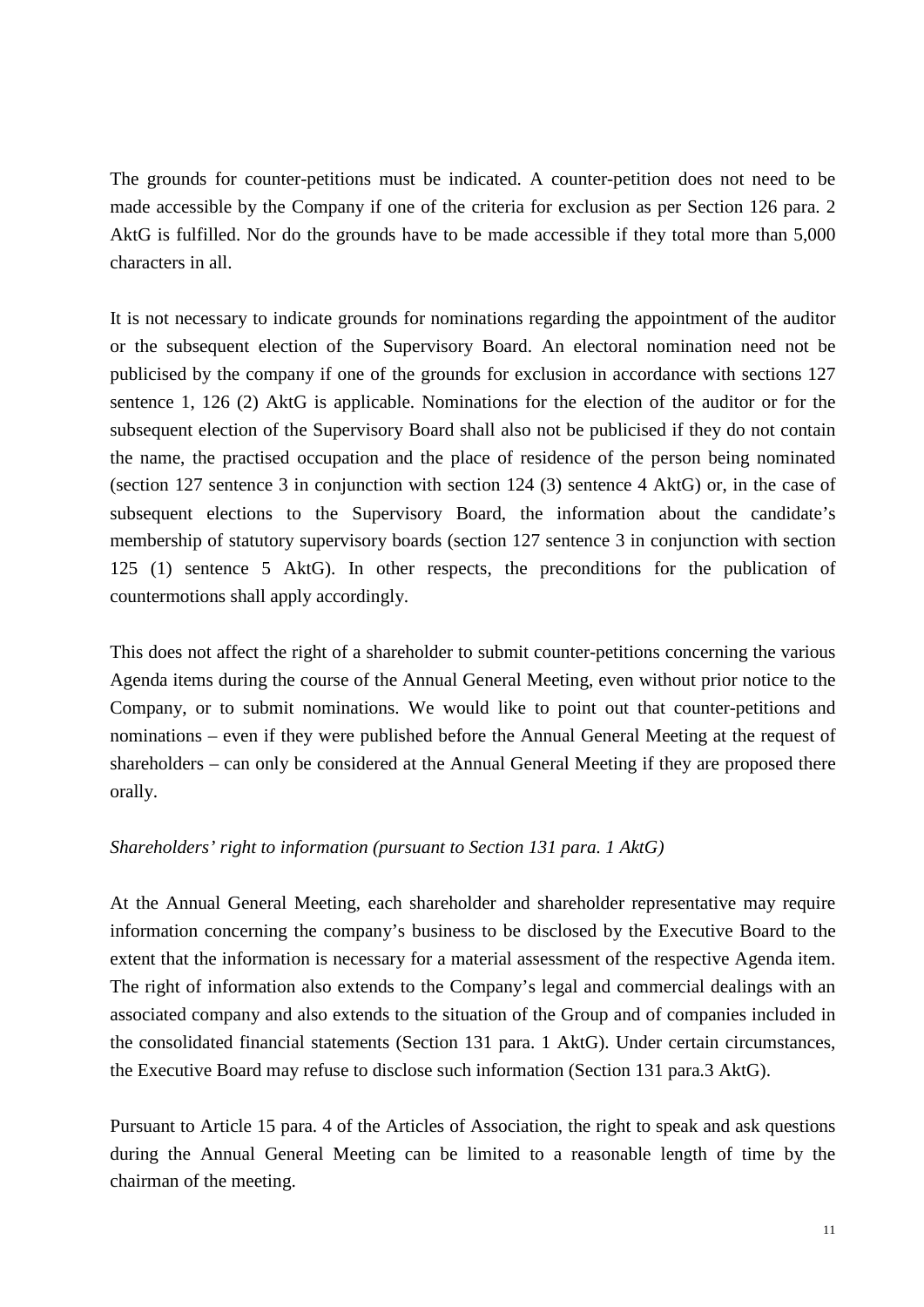The grounds for counter-petitions must be indicated. A counter-petition does not need to be made accessible by the Company if one of the criteria for exclusion as per Section 126 para. 2 AktG is fulfilled. Nor do the grounds have to be made accessible if they total more than 5,000 characters in all.

It is not necessary to indicate grounds for nominations regarding the appointment of the auditor or the subsequent election of the Supervisory Board. An electoral nomination need not be publicised by the company if one of the grounds for exclusion in accordance with sections 127 sentence 1, 126 (2) AktG is applicable. Nominations for the election of the auditor or for the subsequent election of the Supervisory Board shall also not be publicised if they do not contain the name, the practised occupation and the place of residence of the person being nominated (section 127 sentence 3 in conjunction with section 124 (3) sentence 4 AktG) or, in the case of subsequent elections to the Supervisory Board, the information about the candidate's membership of statutory supervisory boards (section 127 sentence 3 in conjunction with section 125 (1) sentence 5 AktG). In other respects, the preconditions for the publication of countermotions shall apply accordingly.

This does not affect the right of a shareholder to submit counter-petitions concerning the various Agenda items during the course of the Annual General Meeting, even without prior notice to the Company, or to submit nominations. We would like to point out that counter-petitions and nominations – even if they were published before the Annual General Meeting at the request of shareholders – can only be considered at the Annual General Meeting if they are proposed there orally.

*Shareholders' right to information (pursuant to Section 131 para. 1 AktG)*

At the Annual General Meeting, each shareholder and shareholder representative may require information concerning the company's business to be disclosed by the Executive Board to the extent that the information is necessary for a material assessment of the respective Agenda item. The right of information also extends to the Company's legal and commercial dealings with an associated company and also extends to the situation of the Group and of companies included in the consolidated financial statements (Section 131 para. 1 AktG). Under certain circumstances, the Executive Board may refuse to disclose such information (Section 131 para.3 AktG).

Pursuant to Article 15 para. 4 of the Articles of Association, the right to speak and ask questions during the Annual General Meeting can be limited to a reasonable length of time by the chairman of the meeting.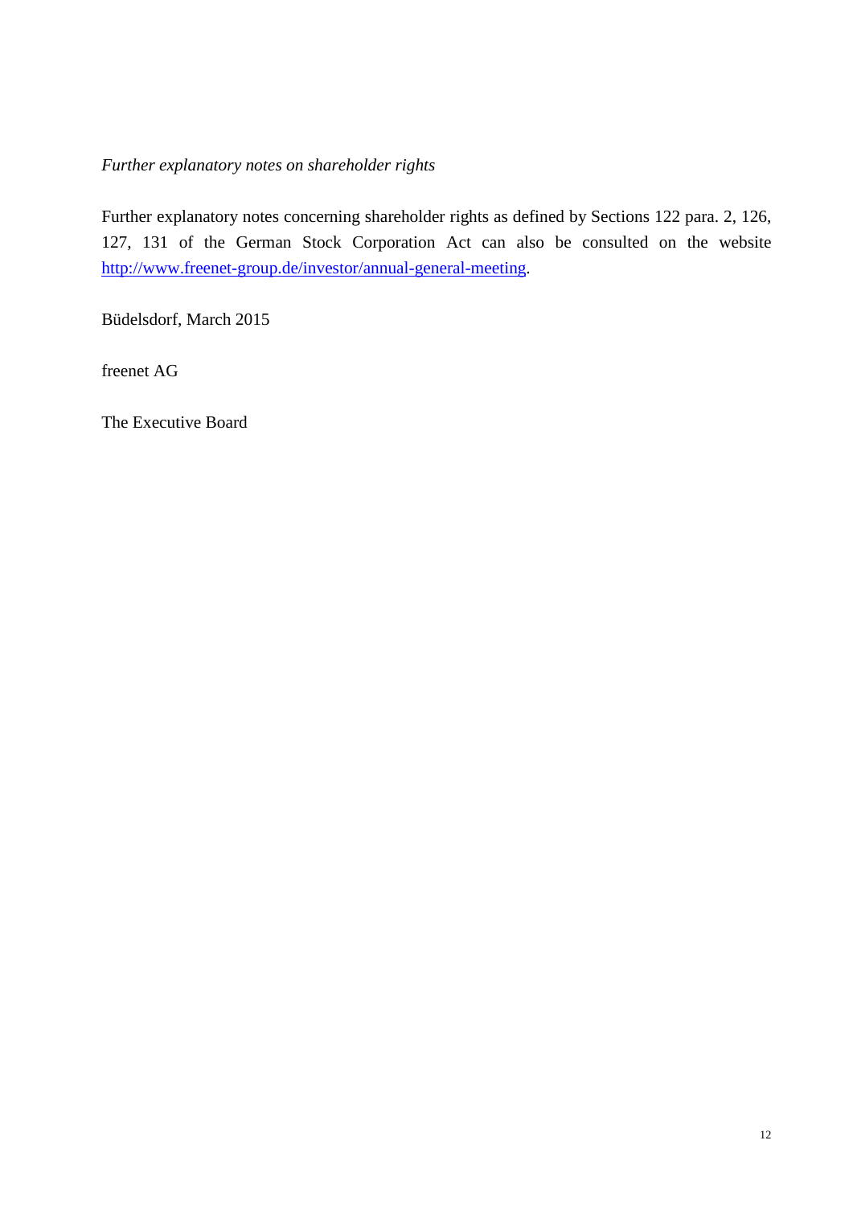*Further explanatory notes on shareholder rights*

Further explanatory notes concerning shareholder rights as defined by Sections 122 para. 2, 126, 127, 131 of the German Stock Corporation Act can also be consulted on the website http://www.freenet-group.de/investor/annual-general-meeting.

Büdelsdorf, March 2015

freenet AG

The Executive Board